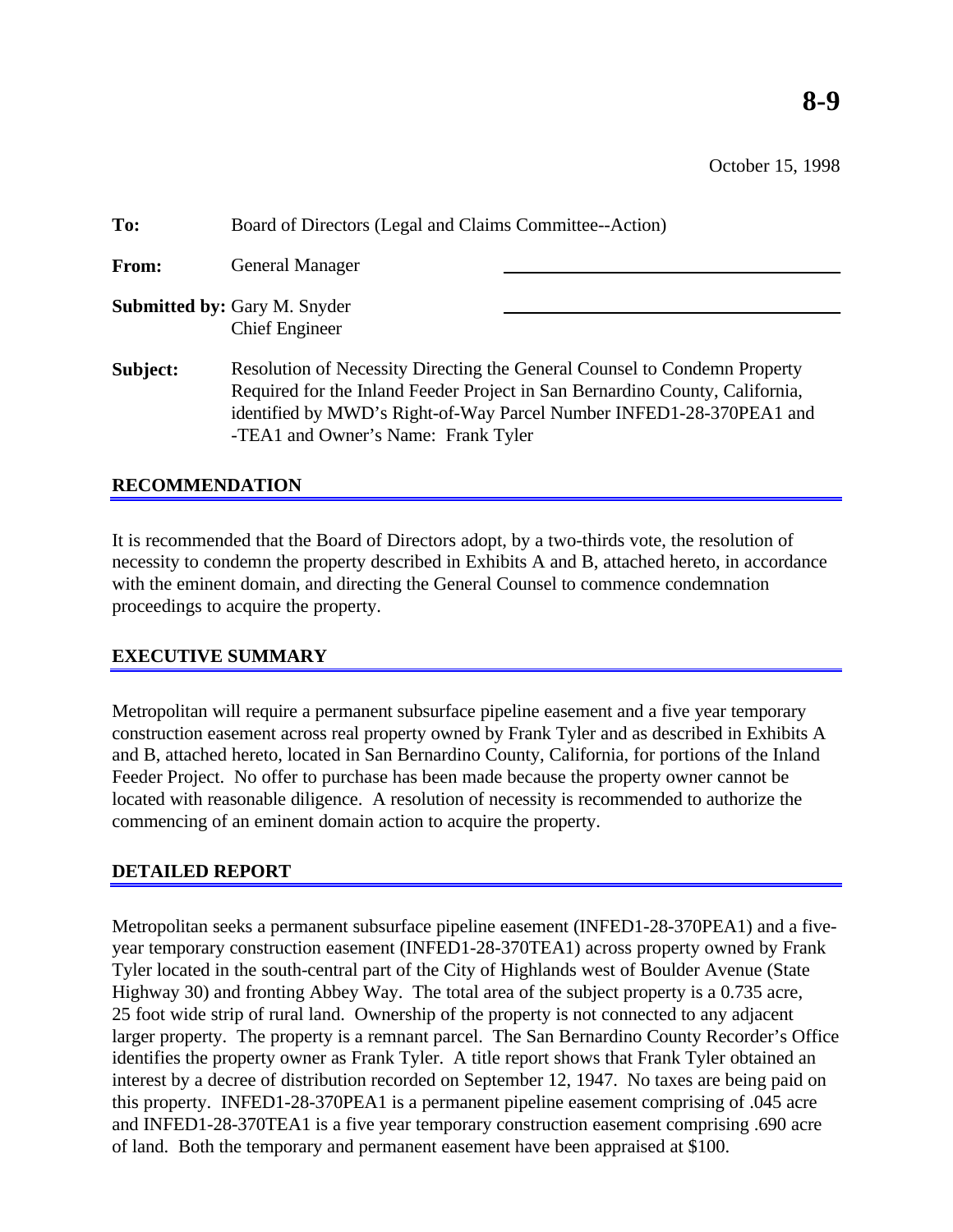**8-9**

October 15, 1998

**To:** Board of Directors (Legal and Claims Committee--Action)

**From:** General Manager

**Submitted by:** Gary M. Snyder
Chief Engineer

**Subject:** Resolution of Necessity Directing the General Counsel to Condemn Property Required for the Inland Feeder Project in San Bernardino County, California, identified by MWD's Right-of-Way Parcel Number INFED1-28-370PEA1 and -TEA1 and Owner's Name: Frank Tyler

## RECOMMENDATION

It is recommended that the Board of Directors adopt, by a two-thirds vote, the resolution of necessity to condemn the property described in Exhibits A and B, attached hereto, in accordance with the eminent domain, and directing the General Counsel to commence condemnation proceedings to acquire the property.

## EXECUTIVE SUMMARY

Metropolitan will require a permanent subsurface pipeline easement and a five year temporary construction easement across real property owned by Frank Tyler and as described in Exhibits A and B, attached hereto, located in San Bernardino County, California, for portions of the Inland Feeder Project. No offer to purchase has been made because the property owner cannot be located with reasonable diligence. A resolution of necessity is recommended to authorize the commencing of an eminent domain action to acquire the property.

## DETAILED REPORT

Metropolitan seeks a permanent subsurface pipeline easement (INFED1-28-370PEA1) and a five-year temporary construction easement (INFED1-28-370TEA1) across property owned by Frank Tyler located in the south-central part of the City of Highlands west of Boulder Avenue (State Highway 30) and fronting Abbey Way. The total area of the subject property is a 0.735 acre, 25 foot wide strip of rural land. Ownership of the property is not connected to any adjacent larger property. The property is a remnant parcel. The San Bernardino County Recorder's Office identifies the property owner as Frank Tyler. A title report shows that Frank Tyler obtained an interest by a decree of distribution recorded on September 12, 1947. No taxes are being paid on this property. INFED1-28-370PEA1 is a permanent pipeline easement comprising of .045 acre and INFED1-28-370TEA1 is a five year temporary construction easement comprising .690 acre of land. Both the temporary and permanent easement have been appraised at $100.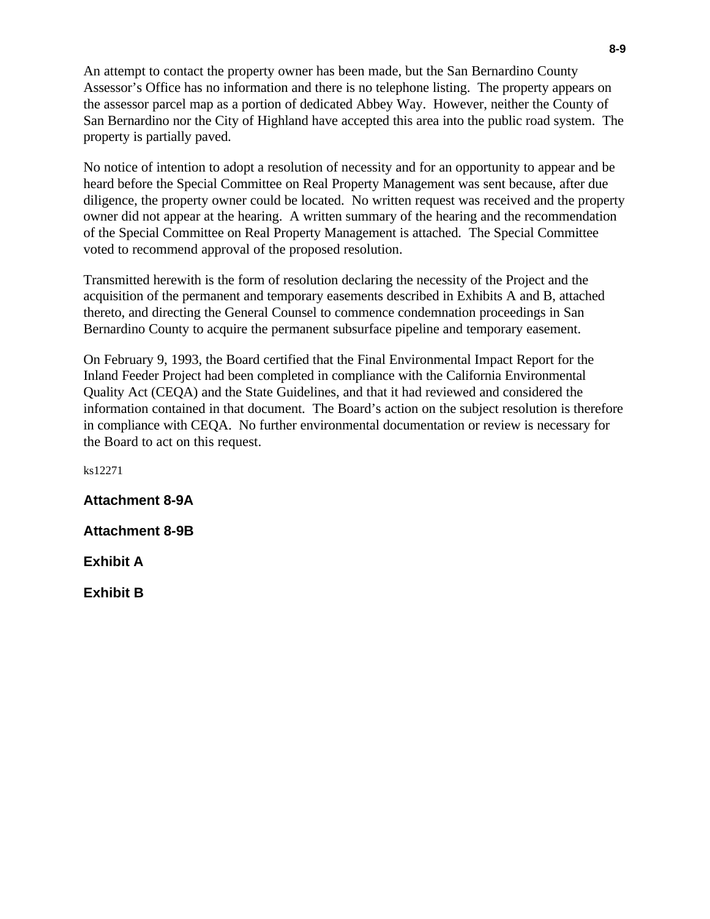An attempt to contact the property owner has been made, but the San Bernardino County Assessor's Office has no information and there is no telephone listing. The property appears on the assessor parcel map as a portion of dedicated Abbey Way. However, neither the County of San Bernardino nor the City of Highland have accepted this area into the public road system. The property is partially paved.

No notice of intention to adopt a resolution of necessity and for an opportunity to appear and be heard before the Special Committee on Real Property Management was sent because, after due diligence, the property owner could be located. No written request was received and the property owner did not appear at the hearing. A written summary of the hearing and the recommendation of the Special Committee on Real Property Management is attached. The Special Committee voted to recommend approval of the proposed resolution.

Transmitted herewith is the form of resolution declaring the necessity of the Project and the acquisition of the permanent and temporary easements described in Exhibits A and B, attached thereto, and directing the General Counsel to commence condemnation proceedings in San Bernardino County to acquire the permanent subsurface pipeline and temporary easement.

On February 9, 1993, the Board certified that the Final Environmental Impact Report for the Inland Feeder Project had been completed in compliance with the California Environmental Quality Act (CEQA) and the State Guidelines, and that it had reviewed and considered the information contained in that document. The Board's action on the subject resolution is therefore in compliance with CEQA. No further environmental documentation or review is necessary for the Board to act on this request.

ks12271

**Attachment 8-9A**

**Attachment 8-9B**

**Exhibit A**

**Exhibit B**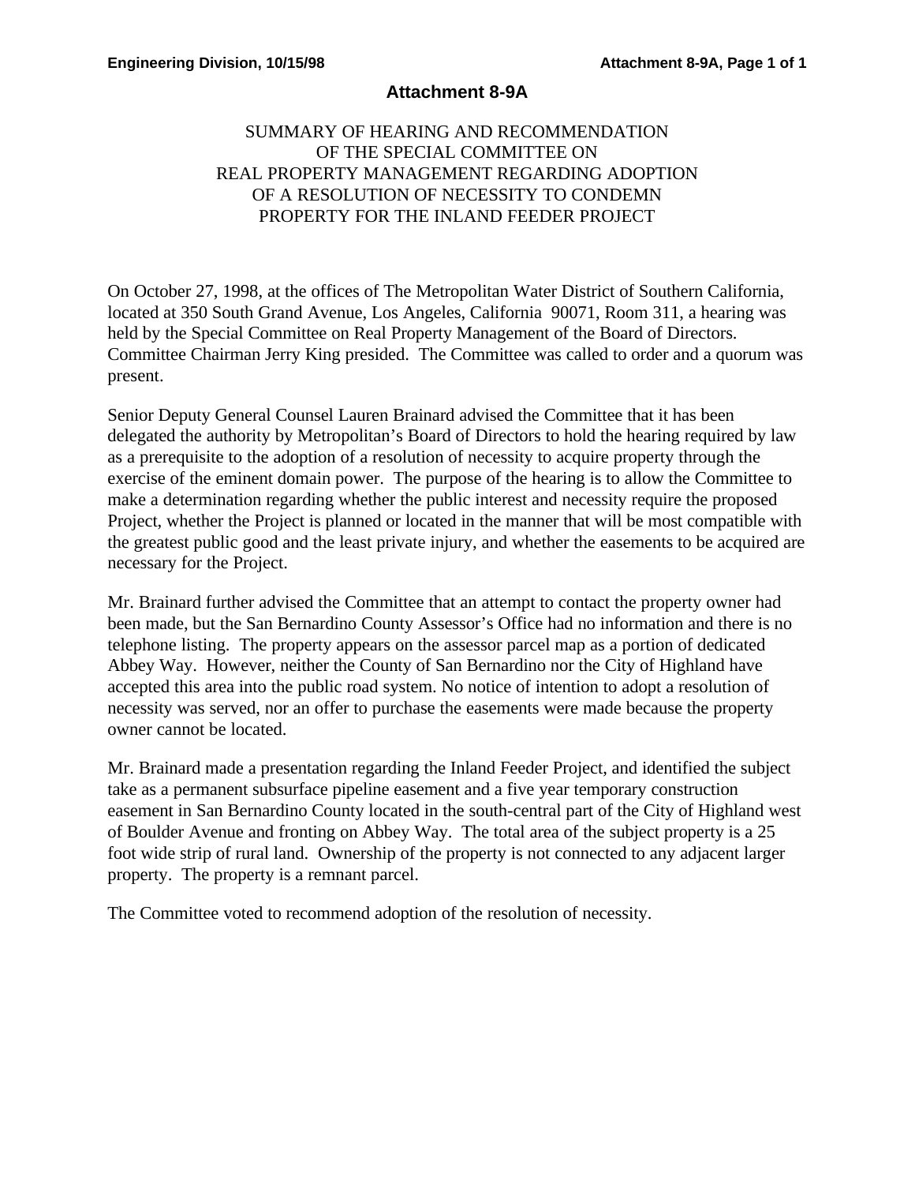# Attachment 8-9A

SUMMARY OF HEARING AND RECOMMENDATION
OF THE SPECIAL COMMITTEE ON
REAL PROPERTY MANAGEMENT REGARDING ADOPTION
OF A RESOLUTION OF NECESSITY TO CONDEMN
PROPERTY FOR THE INLAND FEEDER PROJECT

On October 27, 1998, at the offices of The Metropolitan Water District of Southern California, located at 350 South Grand Avenue, Los Angeles, California 90071, Room 311, a hearing was held by the Special Committee on Real Property Management of the Board of Directors. Committee Chairman Jerry King presided. The Committee was called to order and a quorum was present.

Senior Deputy General Counsel Lauren Brainard advised the Committee that it has been delegated the authority by Metropolitan's Board of Directors to hold the hearing required by law as a prerequisite to the adoption of a resolution of necessity to acquire property through the exercise of the eminent domain power. The purpose of the hearing is to allow the Committee to make a determination regarding whether the public interest and necessity require the proposed Project, whether the Project is planned or located in the manner that will be most compatible with the greatest public good and the least private injury, and whether the easements to be acquired are necessary for the Project.

Mr. Brainard further advised the Committee that an attempt to contact the property owner had been made, but the San Bernardino County Assessor's Office had no information and there is no telephone listing. The property appears on the assessor parcel map as a portion of dedicated Abbey Way. However, neither the County of San Bernardino nor the City of Highland have accepted this area into the public road system. No notice of intention to adopt a resolution of necessity was served, nor an offer to purchase the easements were made because the property owner cannot be located.

Mr. Brainard made a presentation regarding the Inland Feeder Project, and identified the subject take as a permanent subsurface pipeline easement and a five year temporary construction easement in San Bernardino County located in the south-central part of the City of Highland west of Boulder Avenue and fronting on Abbey Way. The total area of the subject property is a 25 foot wide strip of rural land. Ownership of the property is not connected to any adjacent larger property. The property is a remnant parcel.

The Committee voted to recommend adoption of the resolution of necessity.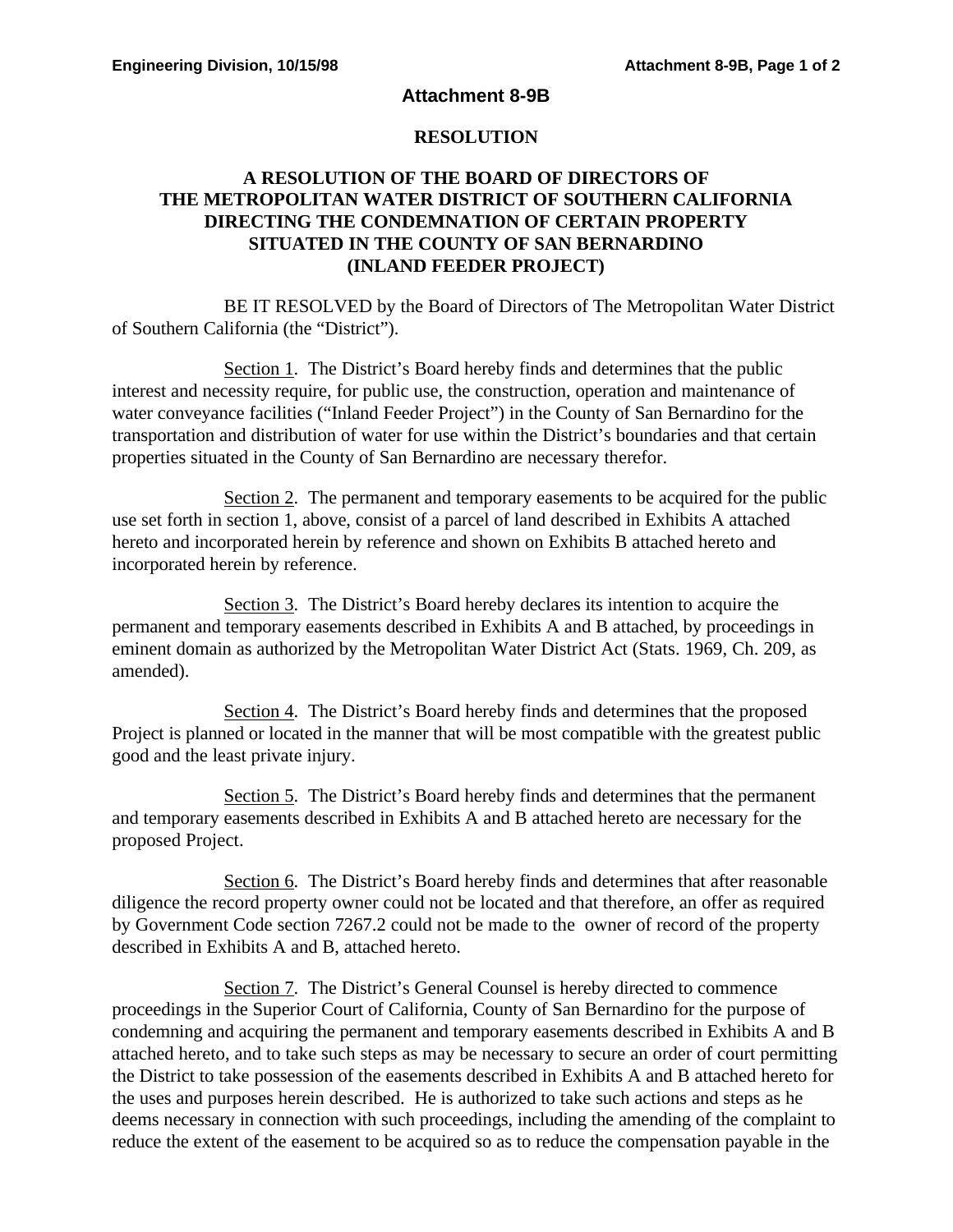# Attachment 8-9B

## RESOLUTION

### A RESOLUTION OF THE BOARD OF DIRECTORS OF THE METROPOLITAN WATER DISTRICT OF SOUTHERN CALIFORNIA DIRECTING THE CONDEMNATION OF CERTAIN PROPERTY SITUATED IN THE COUNTY OF SAN BERNARDINO (INLAND FEEDER PROJECT)

BE IT RESOLVED by the Board of Directors of The Metropolitan Water District of Southern California (the "District").

Section 1. The District's Board hereby finds and determines that the public interest and necessity require, for public use, the construction, operation and maintenance of water conveyance facilities ("Inland Feeder Project") in the County of San Bernardino for the transportation and distribution of water for use within the District's boundaries and that certain properties situated in the County of San Bernardino are necessary therefor.

Section 2. The permanent and temporary easements to be acquired for the public use set forth in section 1, above, consist of a parcel of land described in Exhibits A attached hereto and incorporated herein by reference and shown on Exhibits B attached hereto and incorporated herein by reference.

Section 3. The District's Board hereby declares its intention to acquire the permanent and temporary easements described in Exhibits A and B attached, by proceedings in eminent domain as authorized by the Metropolitan Water District Act (Stats. 1969, Ch. 209, as amended).

Section 4. The District's Board hereby finds and determines that the proposed Project is planned or located in the manner that will be most compatible with the greatest public good and the least private injury.

Section 5. The District's Board hereby finds and determines that the permanent and temporary easements described in Exhibits A and B attached hereto are necessary for the proposed Project.

Section 6. The District's Board hereby finds and determines that after reasonable diligence the record property owner could not be located and that therefore, an offer as required by Government Code section 7267.2 could not be made to the owner of record of the property described in Exhibits A and B, attached hereto.

Section 7. The District's General Counsel is hereby directed to commence proceedings in the Superior Court of California, County of San Bernardino for the purpose of condemning and acquiring the permanent and temporary easements described in Exhibits A and B attached hereto, and to take such steps as may be necessary to secure an order of court permitting the District to take possession of the easements described in Exhibits A and B attached hereto for the uses and purposes herein described. He is authorized to take such actions and steps as he deems necessary in connection with such proceedings, including the amending of the complaint to reduce the extent of the easement to be acquired so as to reduce the compensation payable in the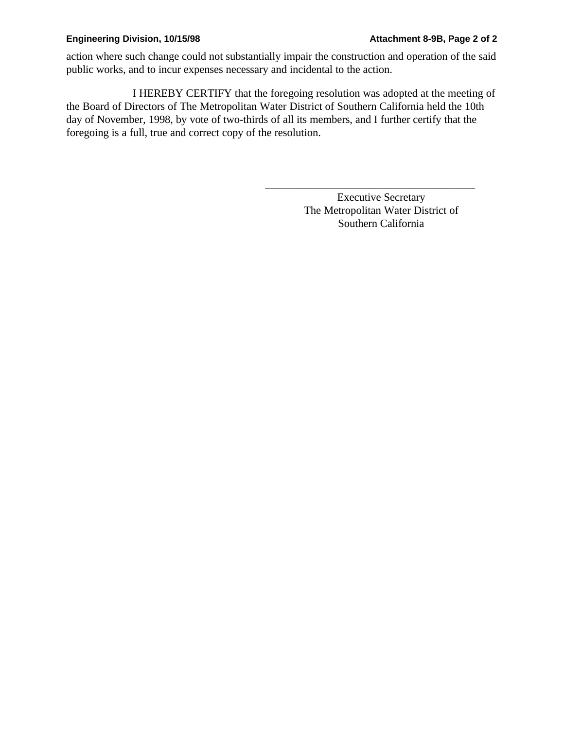action where such change could not substantially impair the construction and operation of the said public works, and to incur expenses necessary and incidental to the action.

I HEREBY CERTIFY that the foregoing resolution was adopted at the meeting of the Board of Directors of The Metropolitan Water District of Southern California held the 10th day of November, 1998, by vote of two-thirds of all its members, and I further certify that the foregoing is a full, true and correct copy of the resolution.

\_\_\_\_\_\_\_\_\_\_\_\_\_\_\_\_\_\_\_\_\_\_\_\_\_\_\_\_\_\_\_\_\_\_\_\_\_\_\_\_

Executive Secretary
The Metropolitan Water District of
Southern California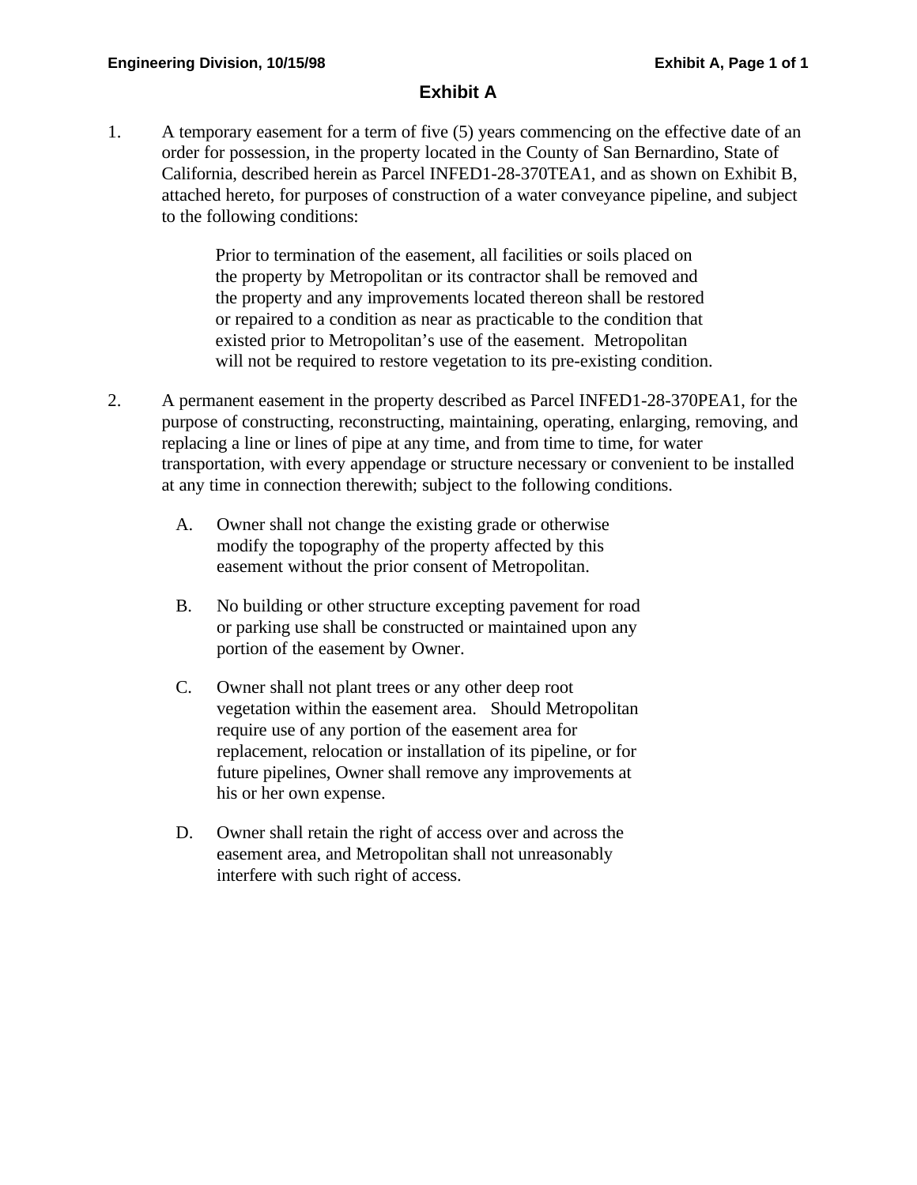# Exhibit A

1. A temporary easement for a term of five (5) years commencing on the effective date of an order for possession, in the property located in the County of San Bernardino, State of California, described herein as Parcel INFED1-28-370TEA1, and as shown on Exhibit B, attached hereto, for purposes of construction of a water conveyance pipeline, and subject to the following conditions:

   Prior to termination of the easement, all facilities or soils placed on the property by Metropolitan or its contractor shall be removed and the property and any improvements located thereon shall be restored or repaired to a condition as near as practicable to the condition that existed prior to Metropolitan's use of the easement. Metropolitan will not be required to restore vegetation to its pre-existing condition.

2. A permanent easement in the property described as Parcel INFED1-28-370PEA1, for the purpose of constructing, reconstructing, maintaining, operating, enlarging, removing, and replacing a line or lines of pipe at any time, and from time to time, for water transportation, with every appendage or structure necessary or convenient to be installed at any time in connection therewith; subject to the following conditions.

   A. Owner shall not change the existing grade or otherwise modify the topography of the property affected by this easement without the prior consent of Metropolitan.

   B. No building or other structure excepting pavement for road or parking use shall be constructed or maintained upon any portion of the easement by Owner.

   C. Owner shall not plant trees or any other deep root vegetation within the easement area. Should Metropolitan require use of any portion of the easement area for replacement, relocation or installation of its pipeline, or for future pipelines, Owner shall remove any improvements at his or her own expense.

   D. Owner shall retain the right of access over and across the easement area, and Metropolitan shall not unreasonably interfere with such right of access.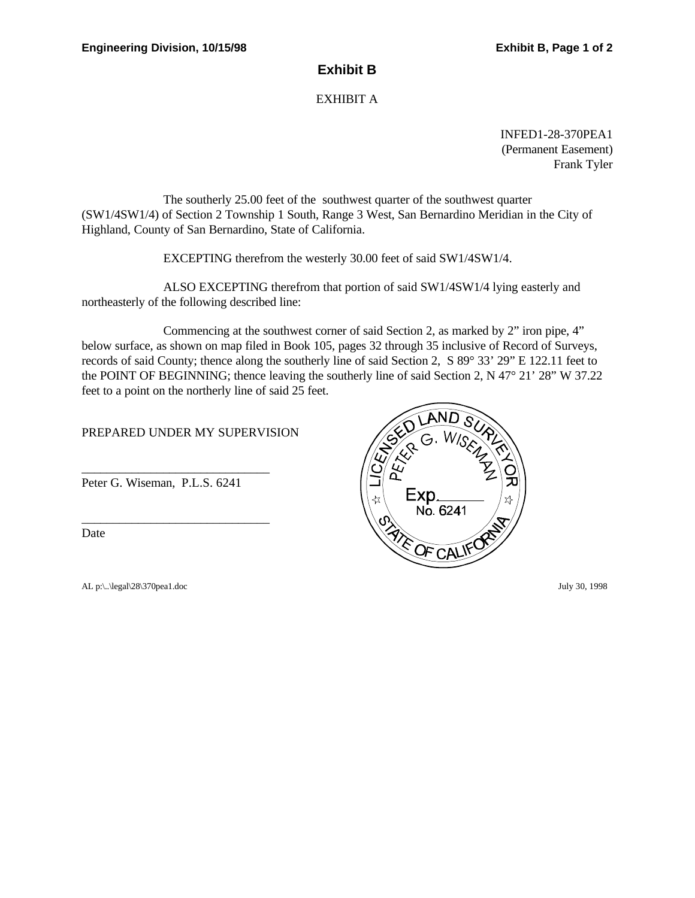# Exhibit B

EXHIBIT A

INFED1-28-370PEA1
(Permanent Easement)
Frank Tyler

The southerly 25.00 feet of the southwest quarter of the southwest quarter (SW1/4SW1/4) of Section 2 Township 1 South, Range 3 West, San Bernardino Meridian in the City of Highland, County of San Bernardino, State of California.

EXCEPTING therefrom the westerly 30.00 feet of said SW1/4SW1/4.

ALSO EXCEPTING therefrom that portion of said SW1/4SW1/4 lying easterly and northeasterly of the following described line:

Commencing at the southwest corner of said Section 2, as marked by 2" iron pipe, 4" below surface, as shown on map filed in Book 105, pages 32 through 35 inclusive of Record of Surveys, records of said County; thence along the southerly line of said Section 2, S 89° 33' 29" E 122.11 feet to the POINT OF BEGINNING; thence leaving the southerly line of said Section 2, N 47° 21' 28" W 37.22 feet to a point on the northerly line of said 25 feet.

PREPARED UNDER MY SUPERVISION

______________________________
Peter G. Wiseman, P.L.S. 6241

______________________________
Date

LICENSED LAND SURVEYOR
PETER G. WISEMAN
Exp.______
No. 6241
STATE OF CALIFORNIA

AL p:\..\legal\28\370pea1.doc

July 30, 1998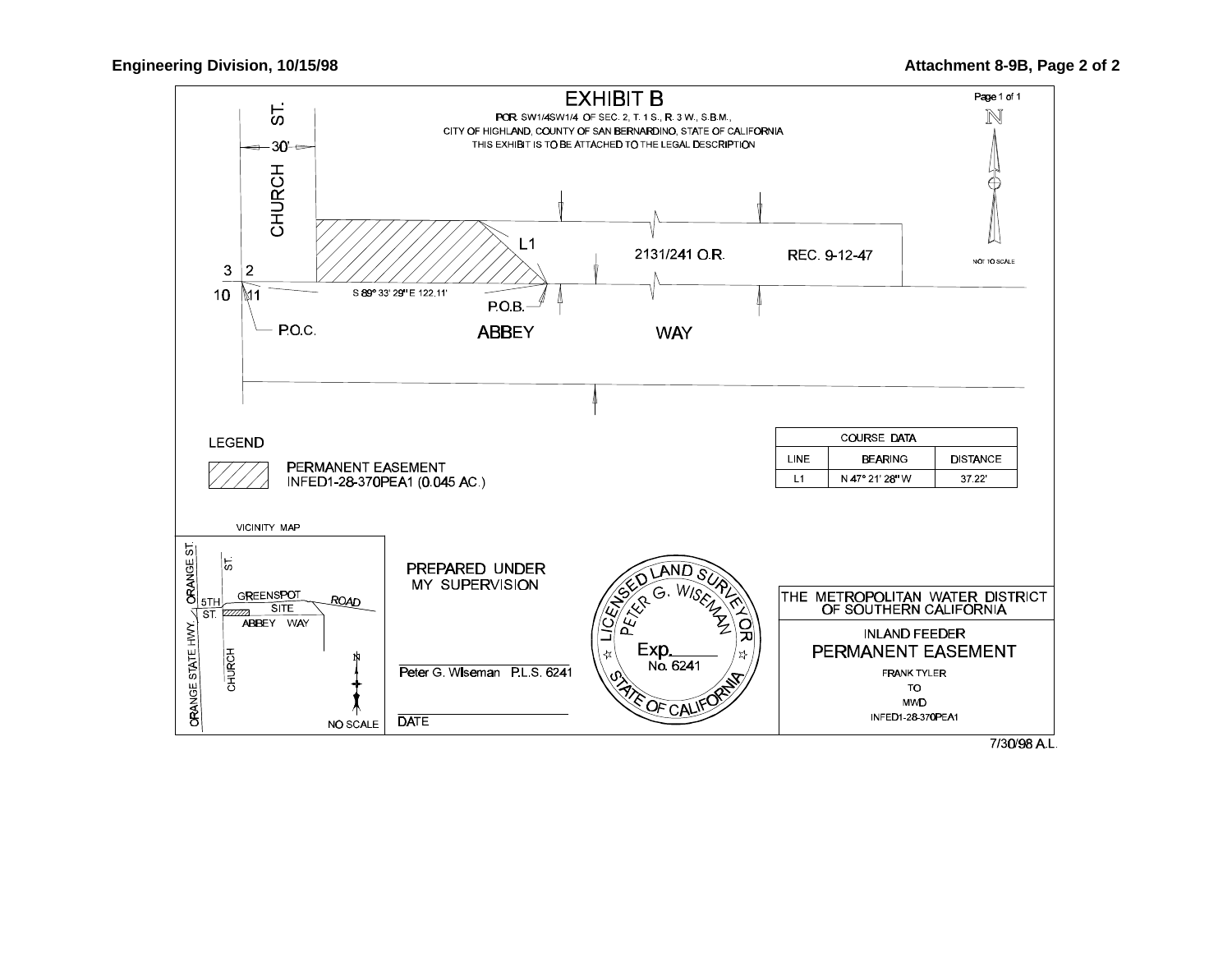# EXHIBIT B

Page 1 of 1

POR. SW1/4SW1/4 OF SEC. 2, T. 1 S., R. 3 W., S.B.M.,
CITY OF HIGHLAND, COUNTY OF SAN BERNARDINO, STATE OF CALIFORNIA
THIS EXHIBIT IS TO BE ATTACHED TO THE LEGAL DESCRIPTION

CHURCH ST.

30'

L1

2131/241 O.R.

REC. 9-12-47

3 2

10 11

S 89° 33' 29" E 122.11'

P.O.B.

P.O.C.

ABBEY WAY

N

NOT TO SCALE

LEGEND

PERMANENT EASEMENT
INFED1-28-370PEA1 (0.045 AC.)

COURSE DATA

| LINE | BEARING | DISTANCE |
|---|---|---|
| L1 | N 47° 21' 28" W | 37.22' |

VICINITY MAP

ORANGE ST.
ST.
5TH ST.
GREENSPOT ROAD
SITE
ABBEY WAY
ORANGE STATE HWY.
CHURCH
N
NO SCALE

PREPARED UNDER
MY SUPERVISION

Peter G. Wiseman P.L.S. 6241

DATE

LICENSED LAND SURVEYOR
PETER G. WISEMAN
Exp.____
No. 6241
STATE OF CALIFORNIA

THE METROPOLITAN WATER DISTRICT
OF SOUTHERN CALIFORNIA

INLAND FEEDER
PERMANENT EASEMENT

FRANK TYLER
TO
MWD
INFED1-28-370PEA1

7/30/98 A.L.